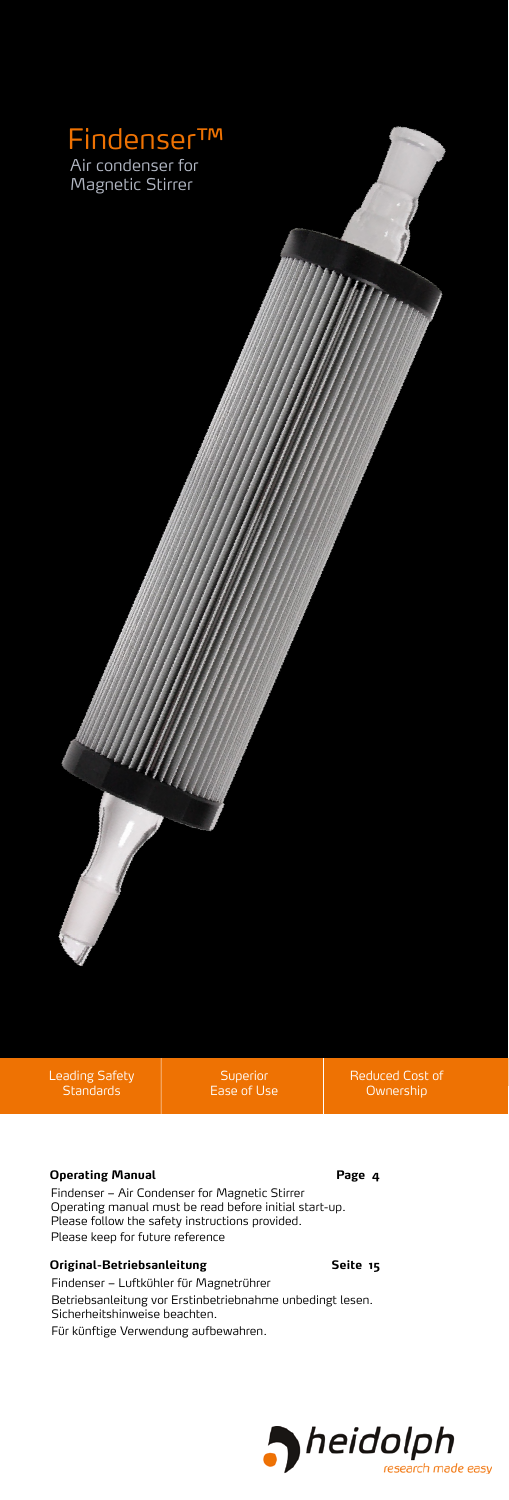# Findenser™

Air condenser for Magnetic Stirrer

Leading Safety Standards | Superior Ease of Use | Reduced Cost of Ownership

**Operating Manual** **Page 4**

Findenser – Air Condenser for Magnetic Stirrer
Operating manual must be read before initial start-up.
Please follow the safety instructions provided.
Please keep for future reference

**Original-Betriebsanleitung** **Seite 15**

Findenser – Luftkühler für Magnetrührer
Betriebsanleitung vor Erstinbetriebnahme unbedingt lesen.
Sicherheitshinweise beachten.
Für künftige Verwendung aufbewahren.

heidolph
research made easy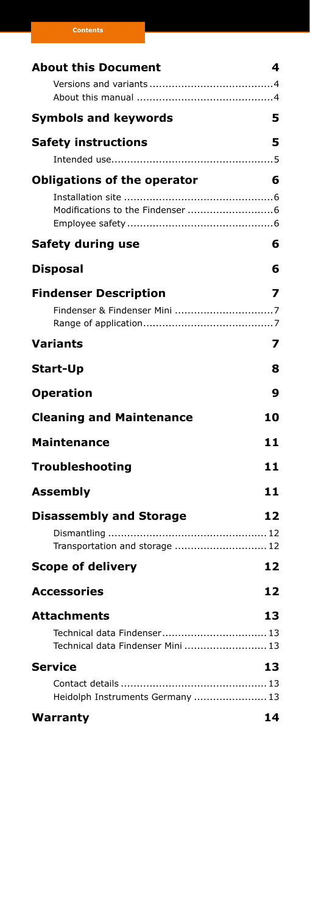# Contents

| | |
|---|---|
| **About this Document** | **4** |
| Versions and variants | 4 |
| About this manual | 4 |
| **Symbols and keywords** | **5** |
| **Safety instructions** | **5** |
| Intended use | 5 |
| **Obligations of the operator** | **6** |
| Installation site | 6 |
| Modifications to the Findenser | 6 |
| Employee safety | 6 |
| **Safety during use** | **6** |
| **Disposal** | **6** |
| **Findenser Description** | **7** |
| Findenser & Findenser Mini | 7 |
| Range of application | 7 |
| **Variants** | **7** |
| **Start-Up** | **8** |
| **Operation** | **9** |
| **Cleaning and Maintenance** | **10** |
| **Maintenance** | **11** |
| **Troubleshooting** | **11** |
| **Assembly** | **11** |
| **Disassembly and Storage** | **12** |
| Dismantling | 12 |
| Transportation and storage | 12 |
| **Scope of delivery** | **12** |
| **Accessories** | **12** |
| **Attachments** | **13** |
| Technical data Findenser | 13 |
| Technical data Findenser Mini | 13 |
| **Service** | **13** |
| Contact details | 13 |
| Heidolph Instruments Germany | 13 |
| **Warranty** | **14** |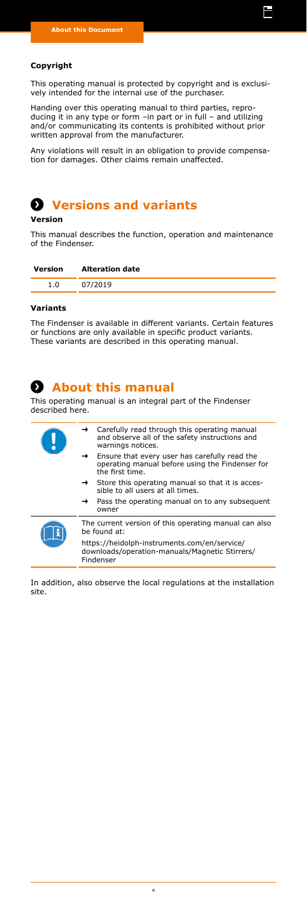### Copyright

This operating manual is protected by copyright and is exclusively intended for the internal use of the purchaser.

Handing over this operating manual to third parties, reproducing it in any type or form –in part or in full – and utilizing and/or communicating its contents is prohibited without prior written approval from the manufacturer.

Any violations will result in an obligation to provide compensation for damages. Other claims remain unaffected.

## Versions and variants

### Version

This manual describes the function, operation and maintenance of the Findenser.

| Version | Alteration date |
|---|---|
| 1.0 | 07/2019 |

### Variants

The Findenser is available in different variants. Certain features or functions are only available in specific product variants. These variants are described in this operating manual.

## About this manual

This operating manual is an integral part of the Findenser described here.

- → Carefully read through this operating manual and observe all of the safety instructions and warnings notices.
- → Ensure that every user has carefully read the operating manual before using the Findenser for the first time.
- → Store this operating manual so that it is accessible to all users at all times.
- → Pass the operating manual on to any subsequent owner

The current version of this operating manual can also be found at:

https://heidolph-instruments.com/en/service/downloads/operation-manuals/Magnetic Stirrers/Findenser

In addition, also observe the local regulations at the installation site.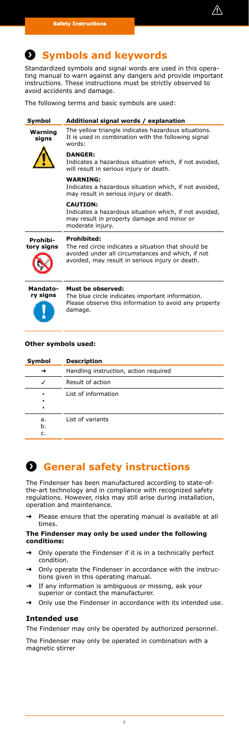## Symbols and keywords

Standardized symbols and signal words are used in this operating manual to warn against any dangers and provide important instructions. These instructions must be strictly observed to avoid accidents and damage.

The following terms and basic symbols are used:

| Symbol | Additional signal words / explanation |
|---|---|
| **Warning signs** | The yellow triangle indicates hazardous situations. It is used in combination with the following signal words:<br><br>**DANGER:**<br>Indicates a hazardous situation which, if not avoided, will result in serious injury or death.<br><br>**WARNING:**<br>Indicates a hazardous situation which, if not avoided, may result in serious injury or death.<br><br>**CAUTION:**<br>Indicates a hazardous situation which, if not avoided, may result in property damage and minor or moderate injury. |
| **Prohibitory signs** | **Prohibited:**<br>The red circle indicates a situation that should be avoided under all circumstances and which, if not avoided, may result in serious injury or death. |
| **Mandatory signs** | **Must be observed:**<br>The blue circle indicates important information. Please observe this information to avoid any property damage. |

**Other symbols used:**

| Symbol | Description |
|---|---|
| → | Handling instruction, action required |
| ✓ | Result of action |
| ▪<br>▪<br>▪ | List of information |
| a.<br>b.<br>c. | List of variants |

## General safety instructions

The Findenser has been manufactured according to state-of-the-art technology and in compliance with recognized safety regulations. However, risks may still arise during installation, operation and maintenance.

→ Please ensure that the operating manual is available at all times.

**The Findenser may only be used under the following conditions:**

→ Only operate the Findenser if it is in a technically perfect condition.

→ Only operate the Findenser in accordance with the instructions given in this operating manual.

→ If any information is ambiguous or missing, ask your superior or contact the manufacturer.

→ Only use the Findenser in accordance with its intended use.

### Intended use

The Findenser may only be operated by authorized personnel.

The Findenser may only be operated in combination with a magnetic stirrer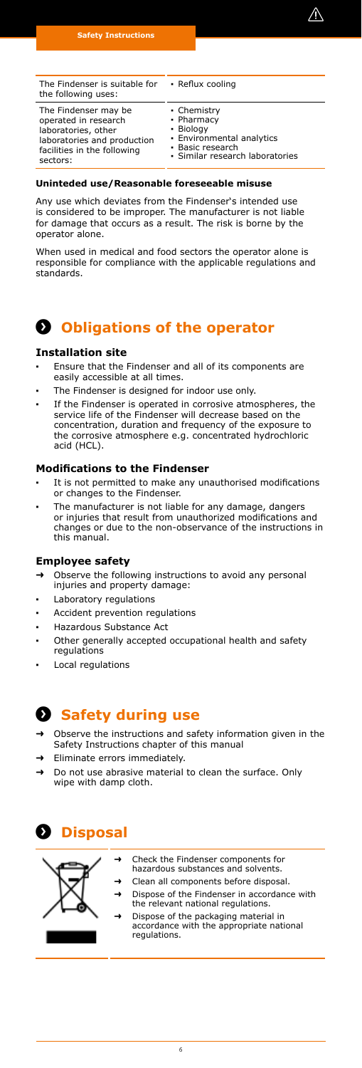| The Findenser is suitable for the following uses: | • Reflux cooling |
| --- | --- |
| The Findenser may be operated in research laboratories, other laboratories and production facilities in the following sectors: | • Chemistry<br>• Pharmacy<br>• Biology<br>• Environmental analytics<br>• Basic research<br>• Similar research laboratories |

**Uninteded use/Reasonable foreseeable misuse**

Any use which deviates from the Findenser's intended use is considered to be improper. The manufacturer is not liable for damage that occurs as a result. The risk is borne by the operator alone.

When used in medical and food sectors the operator alone is responsible for compliance with the applicable regulations and standards.

## Obligations of the operator

### Installation site

- Ensure that the Findenser and all of its components are easily accessible at all times.
- The Findenser is designed for indoor use only.
- If the Findenser is operated in corrosive atmospheres, the service life of the Findenser will decrease based on the concentration, duration and frequency of the exposure to the corrosive atmosphere e.g. concentrated hydrochloric acid (HCL).

### Modifications to the Findenser

- It is not permitted to make any unauthorised modifications or changes to the Findenser.
- The manufacturer is not liable for any damage, dangers or injuries that result from unauthorized modifications and changes or due to the non-observance of the instructions in this manual.

### Employee safety

→ Observe the following instructions to avoid any personal injuries and property damage:

- Laboratory regulations
- Accident prevention regulations
- Hazardous Substance Act
- Other generally accepted occupational health and safety regulations
- Local regulations

## Safety during use

→ Observe the instructions and safety information given in the Safety Instructions chapter of this manual

→ Eliminate errors immediately.

→ Do not use abrasive material to clean the surface. Only wipe with damp cloth.

## Disposal

→ Check the Findenser components for hazardous substances and solvents.

→ Clean all components before disposal.

→ Dispose of the Findenser in accordance with the relevant national regulations.

→ Dispose of the packaging material in accordance with the appropriate national regulations.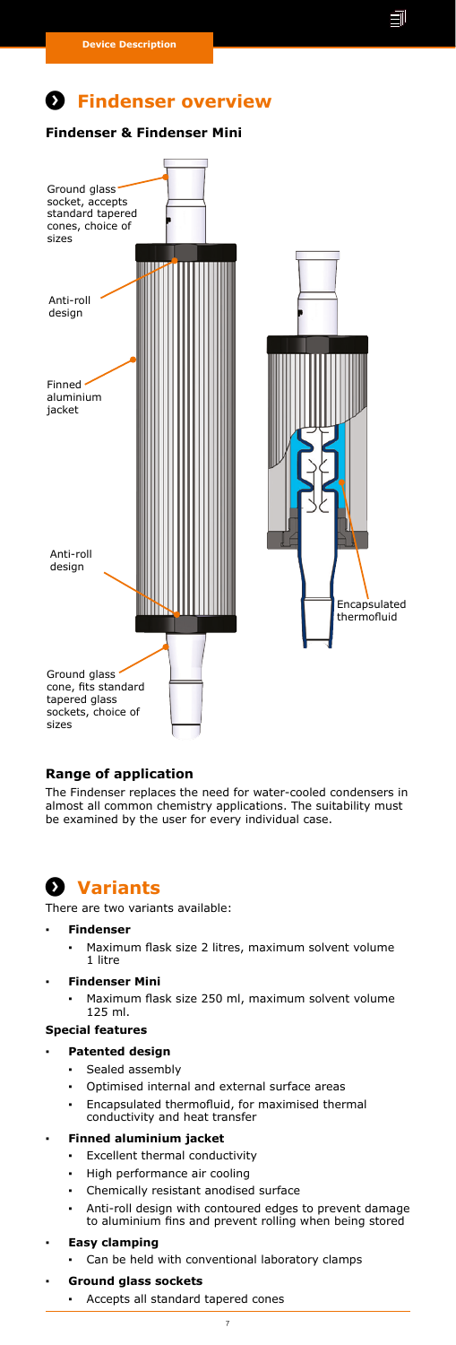# Findenser overview

### Findenser & Findenser Mini

Ground glass socket, accepts standard tapered cones, choice of sizes

Anti-roll design

Finned aluminium jacket

Anti-roll design

Ground glass cone, fits standard tapered glass sockets, choice of sizes

Encapsulated thermofluid

### Range of application

The Findenser replaces the need for water-cooled condensers in almost all common chemistry applications. The suitability must be examined by the user for every individual case.

# Variants

There are two variants available:

- **Findenser**
  - Maximum flask size 2 litres, maximum solvent volume 1 litre
- **Findenser Mini**
  - Maximum flask size 250 ml, maximum solvent volume 125 ml.

### Special features

- **Patented design**
  - Sealed assembly
  - Optimised internal and external surface areas
  - Encapsulated thermofluid, for maximised thermal conductivity and heat transfer
- **Finned aluminium jacket**
  - Excellent thermal conductivity
  - High performance air cooling
  - Chemically resistant anodised surface
  - Anti-roll design with contoured edges to prevent damage to aluminium fins and prevent rolling when being stored
- **Easy clamping**
  - Can be held with conventional laboratory clamps
- **Ground glass sockets**
  - Accepts all standard tapered cones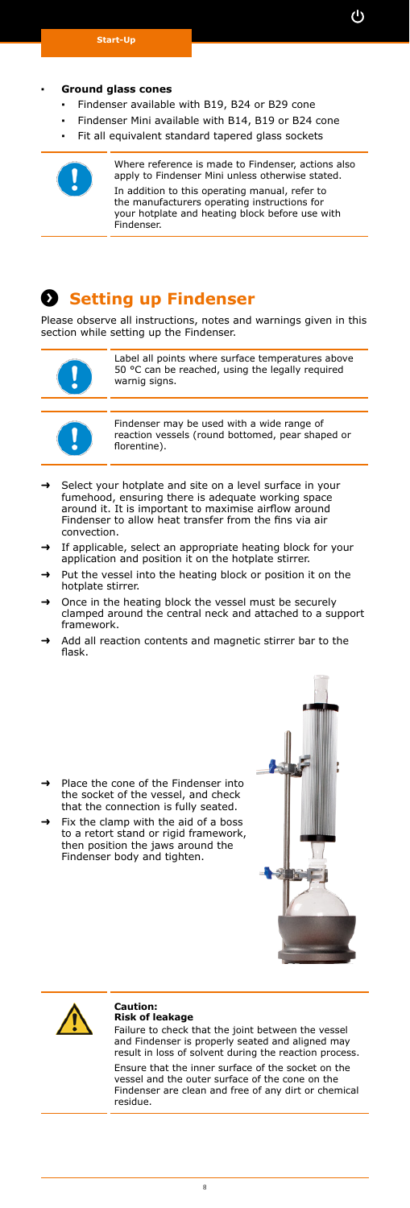- **Ground glass cones**
  - Findenser available with B19, B24 or B29 cone
  - Findenser Mini available with B14, B19 or B24 cone
  - Fit all equivalent standard tapered glass sockets

Where reference is made to Findenser, actions also apply to Findenser Mini unless otherwise stated.

In addition to this operating manual, refer to the manufacturers operating instructions for your hotplate and heating block before use with Findenser.

# Setting up Findenser

Please observe all instructions, notes and warnings given in this section while setting up the Findenser.

Label all points where surface temperatures above 50 °C can be reached, using the legally required warnig signs.

Findenser may be used with a wide range of reaction vessels (round bottomed, pear shaped or florentine).

- → Select your hotplate and site on a level surface in your fumehood, ensuring there is adequate working space around it. It is important to maximise airflow around Findenser to allow heat transfer from the fins via air convection.
- → If applicable, select an appropriate heating block for your application and position it on the hotplate stirrer.
- → Put the vessel into the heating block or position it on the hotplate stirrer.
- → Once in the heating block the vessel must be securely clamped around the central neck and attached to a support framework.
- → Add all reaction contents and magnetic stirrer bar to the flask.
- → Place the cone of the Findenser into the socket of the vessel, and check that the connection is fully seated.
- → Fix the clamp with the aid of a boss to a retort stand or rigid framework, then position the jaws around the Findenser body and tighten.

**Caution:**
**Risk of leakage**

Failure to check that the joint between the vessel and Findenser is properly seated and aligned may result in loss of solvent during the reaction process.

Ensure that the inner surface of the socket on the vessel and the outer surface of the cone on the Findenser are clean and free of any dirt or chemical residue.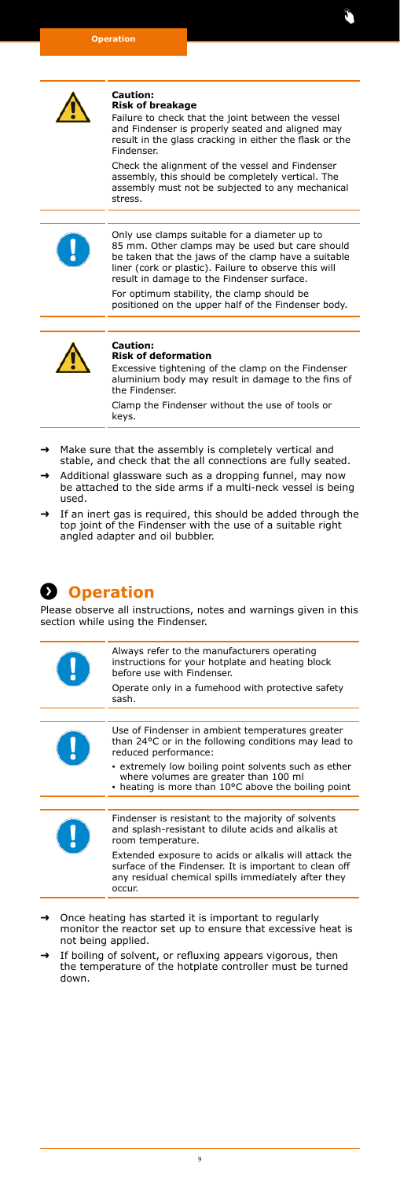**Caution:**
**Risk of breakage**

Failure to check that the joint between the vessel and Findenser is properly seated and aligned may result in the glass cracking in either the flask or the Findenser.

Check the alignment of the vessel and Findenser assembly, this should be completely vertical. The assembly must not be subjected to any mechanical stress.

Only use clamps suitable for a diameter up to 85 mm. Other clamps may be used but care should be taken that the jaws of the clamp have a suitable liner (cork or plastic). Failure to observe this will result in damage to the Findenser surface.

For optimum stability, the clamp should be positioned on the upper half of the Findenser body.

**Caution:**
**Risk of deformation**

Excessive tightening of the clamp on the Findenser aluminium body may result in damage to the fins of the Findenser.

Clamp the Findenser without the use of tools or keys.

- → Make sure that the assembly is completely vertical and stable, and check that the all connections are fully seated.
- → Additional glassware such as a dropping funnel, may now be attached to the side arms if a multi-neck vessel is being used.
- → If an inert gas is required, this should be added through the top joint of the Findenser with the use of a suitable right angled adapter and oil bubbler.

## Operation

Please observe all instructions, notes and warnings given in this section while using the Findenser.

Always refer to the manufacturers operating instructions for your hotplate and heating block before use with Findenser.

Operate only in a fumehood with protective safety sash.

Use of Findenser in ambient temperatures greater than 24°C or in the following conditions may lead to reduced performance:

- extremely low boiling point solvents such as ether where volumes are greater than 100 ml
- heating is more than 10°C above the boiling point

Findenser is resistant to the majority of solvents and splash-resistant to dilute acids and alkalis at room temperature.

Extended exposure to acids or alkalis will attack the surface of the Findenser. It is important to clean off any residual chemical spills immediately after they occur.

- → Once heating has started it is important to regularly monitor the reactor set up to ensure that excessive heat is not being applied.
- → If boiling of solvent, or refluxing appears vigorous, then the temperature of the hotplate controller must be turned down.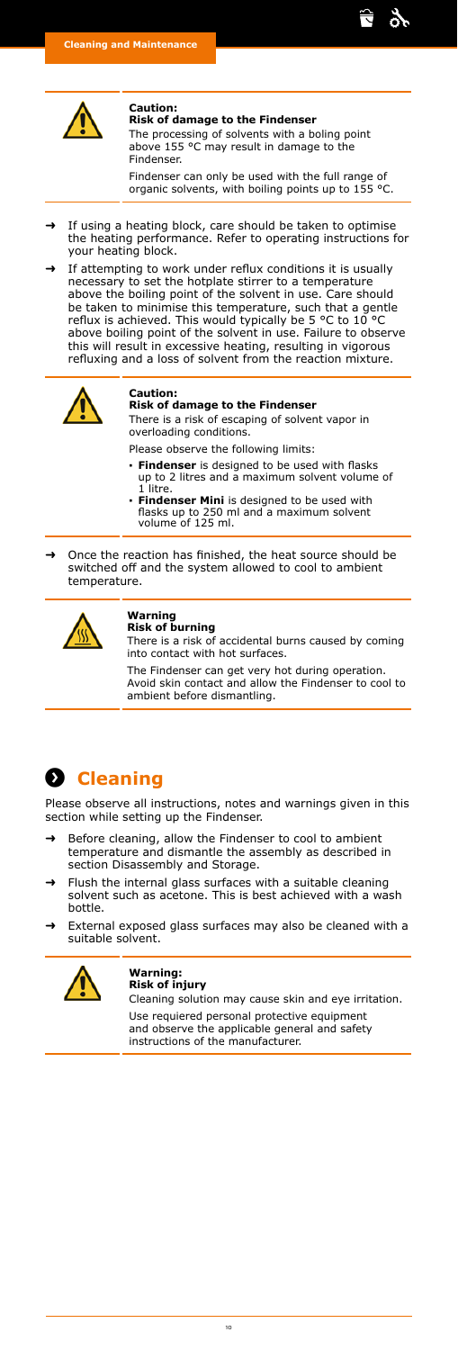**Caution:**
**Risk of damage to the Findenser**

The processing of solvents with a boling point above 155 °C may result in damage to the Findenser.

Findenser can only be used with the full range of organic solvents, with boiling points up to 155 °C.

→ If using a heating block, care should be taken to optimise the heating performance. Refer to operating instructions for your heating block.

→ If attempting to work under reflux conditions it is usually necessary to set the hotplate stirrer to a temperature above the boiling point of the solvent in use. Care should be taken to minimise this temperature, such that a gentle reflux is achieved. This would typically be 5 °C to 10 °C above boiling point of the solvent in use. Failure to observe this will result in excessive heating, resulting in vigorous refluxing and a loss of solvent from the reaction mixture.

**Caution:**
**Risk of damage to the Findenser**

There is a risk of escaping of solvent vapor in overloading conditions.

Please observe the following limits:

- **Findenser** is designed to be used with flasks up to 2 litres and a maximum solvent volume of 1 litre.
- **Findenser Mini** is designed to be used with flasks up to 250 ml and a maximum solvent volume of 125 ml.

→ Once the reaction has finished, the heat source should be switched off and the system allowed to cool to ambient temperature.

**Warning**
**Risk of burning**

There is a risk of accidental burns caused by coming into contact with hot surfaces.

The Findenser can get very hot during operation. Avoid skin contact and allow the Findenser to cool to ambient before dismantling.

## Cleaning

Please observe all instructions, notes and warnings given in this section while setting up the Findenser.

→ Before cleaning, allow the Findenser to cool to ambient temperature and dismantle the assembly as described in section Disassembly and Storage.

→ Flush the internal glass surfaces with a suitable cleaning solvent such as acetone. This is best achieved with a wash bottle.

→ External exposed glass surfaces may also be cleaned with a suitable solvent.

**Warning:**
**Risk of injury**

Cleaning solution may cause skin and eye irritation.

Use requiered personal protective equipment and observe the applicable general and safety instructions of the manufacturer.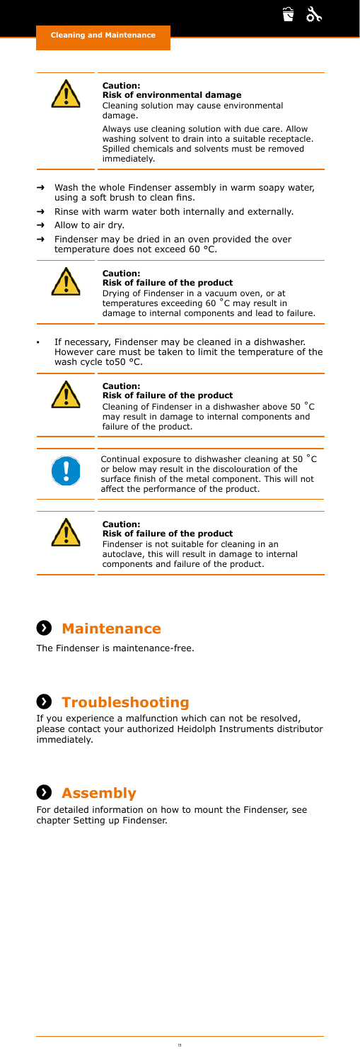**Caution:**
**Risk of environmental damage**
Cleaning solution may cause environmental damage.

Always use cleaning solution with due care. Allow washing solvent to drain into a suitable receptacle. Spilled chemicals and solvents must be removed immediately.

- → Wash the whole Findenser assembly in warm soapy water, using a soft brush to clean fins.
- → Rinse with warm water both internally and externally.
- → Allow to air dry.
- → Findenser may be dried in an oven provided the over temperature does not exceed 60 °C.

**Caution:**
**Risk of failure of the product**
Drying of Findenser in a vacuum oven, or at temperatures exceeding 60 ˚C may result in damage to internal components and lead to failure.

- If necessary, Findenser may be cleaned in a dishwasher. However care must be taken to limit the temperature of the wash cycle to50 °C.

**Caution:**
**Risk of failure of the product**
Cleaning of Findenser in a dishwasher above 50 ˚C may result in damage to internal components and failure of the product.

Continual exposure to dishwasher cleaning at 50 ˚C or below may result in the discolouration of the surface finish of the metal component. This will not affect the performance of the product.

**Caution:**
**Risk of failure of the product**
Findenser is not suitable for cleaning in an autoclave, this will result in damage to internal components and failure of the product.

## Maintenance

The Findenser is maintenance-free.

## Troubleshooting

If you experience a malfunction which can not be resolved, please contact your authorized Heidolph Instruments distributor immediately.

## Assembly

For detailed information on how to mount the Findenser, see chapter Setting up Findenser.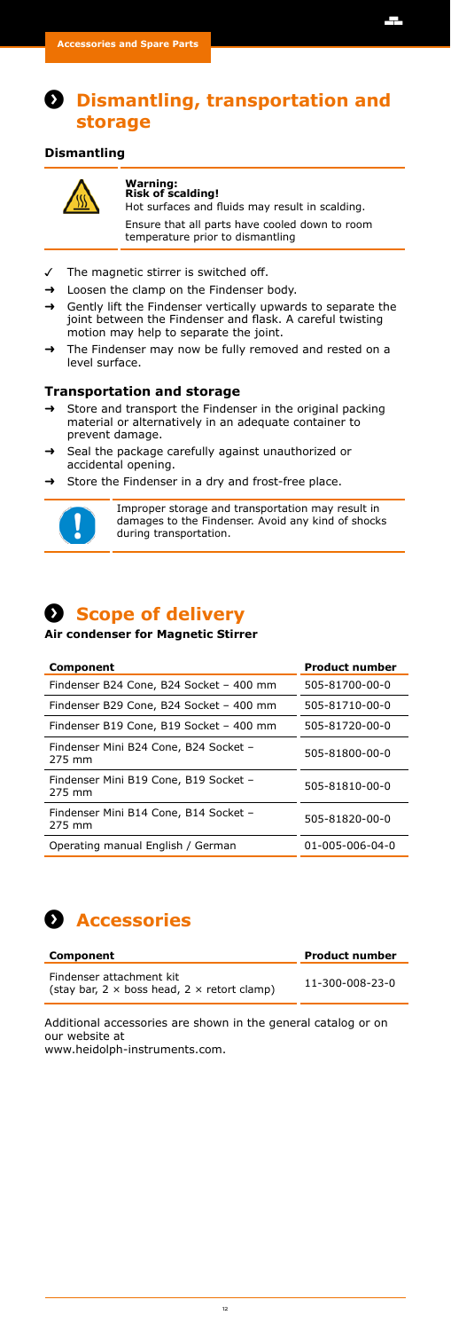## Dismantling, transportation and storage

### Dismantling

**Warning:**
**Risk of scalding!**
Hot surfaces and fluids may result in scalding.

Ensure that all parts have cooled down to room temperature prior to dismantling

- ✓ The magnetic stirrer is switched off.
- → Loosen the clamp on the Findenser body.
- → Gently lift the Findenser vertically upwards to separate the joint between the Findenser and flask. A careful twisting motion may help to separate the joint.
- → The Findenser may now be fully removed and rested on a level surface.

### Transportation and storage

- → Store and transport the Findenser in the original packing material or alternatively in an adequate container to prevent damage.
- → Seal the package carefully against unauthorized or accidental opening.
- → Store the Findenser in a dry and frost-free place.

Improper storage and transportation may result in damages to the Findenser. Avoid any kind of shocks during transportation.

## Scope of delivery

**Air condenser for Magnetic Stirrer**

| Component | Product number |
|---|---|
| Findenser B24 Cone, B24 Socket – 400 mm | 505-81700-00-0 |
| Findenser B29 Cone, B29 Socket – 400 mm | 505-81710-00-0 |
| Findenser B19 Cone, B19 Socket – 400 mm | 505-81720-00-0 |
| Findenser Mini B24 Cone, B24 Socket – 275 mm | 505-81800-00-0 |
| Findenser Mini B19 Cone, B19 Socket – 275 mm | 505-81810-00-0 |
| Findenser Mini B14 Cone, B14 Socket – 275 mm | 505-81820-00-0 |
| Operating manual English / German | 01-005-006-04-0 |

## Accessories

| Component | Product number |
|---|---|
| Findenser attachment kit (stay bar, 2 × boss head, 2 × retort clamp) | 11-300-008-23-0 |

Additional accessories are shown in the general catalog or on our website at
www.heidolph-instruments.com.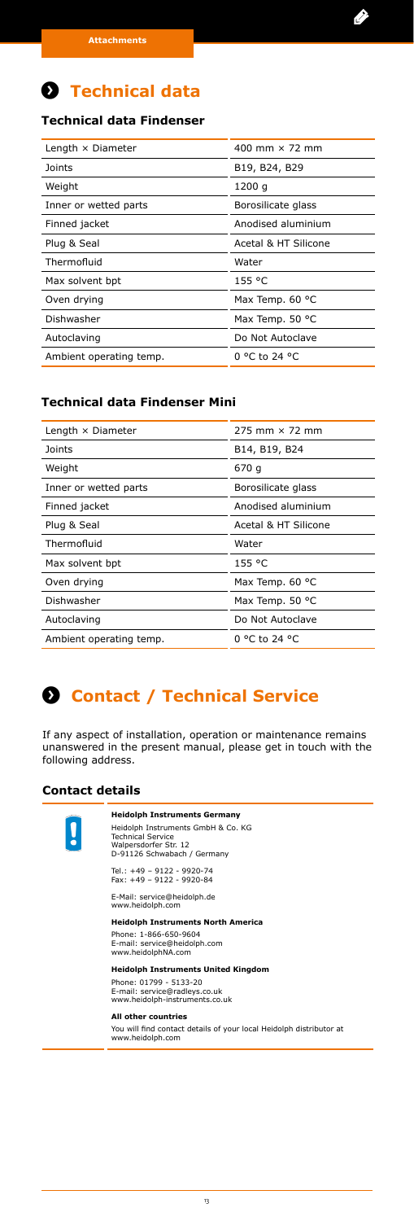# Technical data

### Technical data Findenser

| Length × Diameter | 400 mm × 72 mm |
|---|---|
| Joints | B19, B24, B29 |
| Weight | 1200 g |
| Inner or wetted parts | Borosilicate glass |
| Finned jacket | Anodised aluminium |
| Plug & Seal | Acetal & HT Silicone |
| Thermofluid | Water |
| Max solvent bpt | 155 °C |
| Oven drying | Max Temp. 60 °C |
| Dishwasher | Max Temp. 50 °C |
| Autoclaving | Do Not Autoclave |
| Ambient operating temp. | 0 °C to 24 °C |

### Technical data Findenser Mini

| Length × Diameter | 275 mm × 72 mm |
|---|---|
| Joints | B14, B19, B24 |
| Weight | 670 g |
| Inner or wetted parts | Borosilicate glass |
| Finned jacket | Anodised aluminium |
| Plug & Seal | Acetal & HT Silicone |
| Thermofluid | Water |
| Max solvent bpt | 155 °C |
| Oven drying | Max Temp. 60 °C |
| Dishwasher | Max Temp. 50 °C |
| Autoclaving | Do Not Autoclave |
| Ambient operating temp. | 0 °C to 24 °C |

# Contact / Technical Service

If any aspect of installation, operation or maintenance remains unanswered in the present manual, please get in touch with the following address.

### Contact details

**Heidolph Instruments Germany**

Heidolph Instruments GmbH & Co. KG
Technical Service
Walpersdorfer Str. 12
D-91126 Schwabach / Germany

Tel.: +49 – 9122 - 9920-74
Fax: +49 – 9122 - 9920-84

E-Mail: service@heidolph.de
www.heidolph.com

**Heidolph Instruments North America**

Phone: 1-866-650-9604
E-mail: service@heidolph.com
www.heidolphNA.com

**Heidolph Instruments United Kingdom**

Phone: 01799 - 5133-20
E-mail: service@radleys.co.uk
www.heidolph-instruments.co.uk

**All other countries**

You will find contact details of your local Heidolph distributor at www.heidolph.com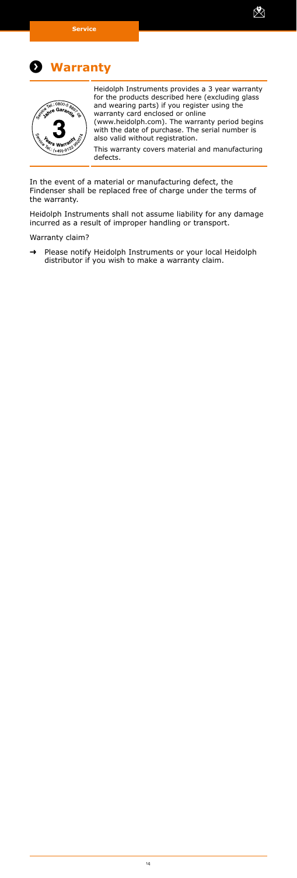# Warranty

Heidolph Instruments provides a 3 year warranty for the products described here (excluding glass and wearing parts) if you register using the warranty card enclosed or online (www.heidolph.com). The warranty period begins with the date of purchase. The serial number is also valid without registration.

This warranty covers material and manufacturing defects.

In the event of a material or manufacturing defect, the Findenser shall be replaced free of charge under the terms of the warranty.

Heidolph Instruments shall not assume liability for any damage incurred as a result of improper handling or transport.

Warranty claim?

→ Please notify Heidolph Instruments or your local Heidolph distributor if you wish to make a warranty claim.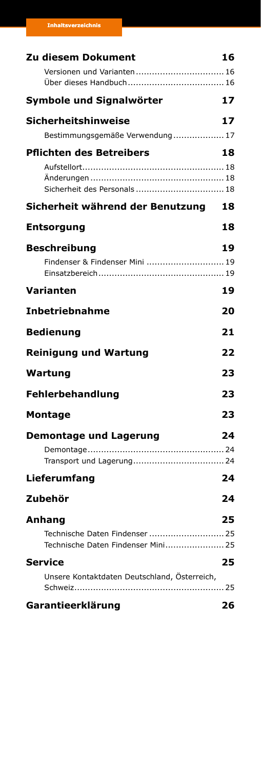# Inhaltsverzeichnis

**Zu diesem Dokument** 16

- Versionen und Varianten ... 16
- Über dieses Handbuch ... 16

**Symbole und Signalwörter** 17

**Sicherheitshinweise** 17

- Bestimmungsgemäße Verwendung ... 17

**Pflichten des Betreibers** 18

- Aufstellort ... 18
- Änderungen ... 18
- Sicherheit des Personals ... 18

**Sicherheit während der Benutzung** 18

**Entsorgung** 18

**Beschreibung** 19

- Findenser & Findenser Mini ... 19
- Einsatzbereich ... 19

**Varianten** 19

**Inbetriebnahme** 20

**Bedienung** 21

**Reinigung und Wartung** 22

**Wartung** 23

**Fehlerbehandlung** 23

**Montage** 23

**Demontage und Lagerung** 24

- Demontage ... 24
- Transport und Lagerung ... 24

**Lieferumfang** 24

**Zubehör** 24

**Anhang** 25

- Technische Daten Findenser ... 25
- Technische Daten Findenser Mini ... 25

**Service** 25

- Unsere Kontaktdaten Deutschland, Österreich, Schweiz ... 25

**Garantieerklärung** 26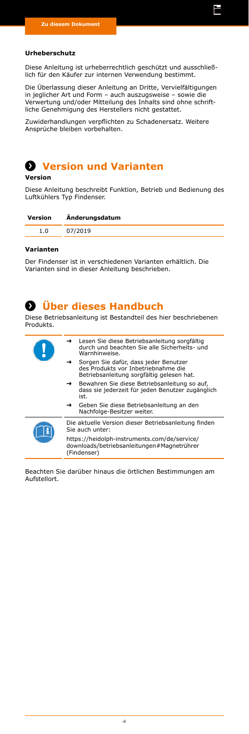### Urheberschutz

Diese Anleitung ist urheberrechtlich geschützt und ausschließlich für den Käufer zur internen Verwendung bestimmt.

Die Überlassung dieser Anleitung an Dritte, Vervielfältigungen in jeglicher Art und Form – auch auszugsweise – sowie die Verwertung und/oder Mitteilung des Inhalts sind ohne schriftliche Genehmigung des Herstellers nicht gestattet.

Zuwiderhandlungen verpflichten zu Schadenersatz. Weitere Ansprüche bleiben vorbehalten.

## Version und Varianten

### Version

Diese Anleitung beschreibt Funktion, Betrieb und Bedienung des Luftkühlers Typ Findenser.

| Version | Änderungsdatum |
|---|---|
| 1.0 | 07/2019 |

### Varianten

Der Findenser ist in verschiedenen Varianten erhältlich. Die Varianten sind in dieser Anleitung beschrieben.

## Über dieses Handbuch

Diese Betriebsanleitung ist Bestandteil des hier beschriebenen Produkts.

- → Lesen Sie diese Betriebsanleitung sorgfältig durch und beachten Sie alle Sicherheits- und Warnhinweise.
- → Sorgen Sie dafür, dass jeder Benutzer des Produkts vor Inbetriebnahme die Betriebsanleitung sorgfältig gelesen hat.
- → Bewahren Sie diese Betriebsanleitung so auf, dass sie jederzeit für jeden Benutzer zugänglich ist.
- → Geben Sie diese Betriebsanleitung an den Nachfolge-Besitzer weiter.

Die aktuelle Version dieser Betriebsanleitung finden Sie auch unter:

https://heidolph-instruments.com/de/service/downloads/betriebsanleitungen#Magnetrührer (Findenser)

Beachten Sie darüber hinaus die örtlichen Bestimmungen am Aufstellort.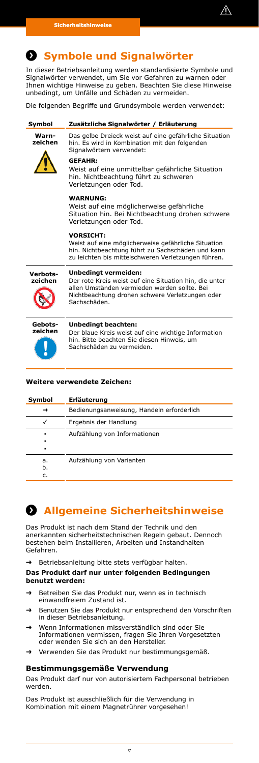## Symbole und Signalwörter

In dieser Betriebsanleitung werden standardisierte Symbole und Signalwörter verwendet, um Sie vor Gefahren zu warnen oder Ihnen wichtige Hinweise zu geben. Beachten Sie diese Hinweise unbedingt, um Unfälle und Schäden zu vermeiden.

Die folgenden Begriffe und Grundsymbole werden verwendet:

| Symbol | Zusätzliche Signalwörter / Erläuterung |
| --- | --- |
| **Warnzeichen** | Das gelbe Dreieck weist auf eine gefährliche Situation hin. Es wird in Kombination mit den folgenden Signalwörtern verwendet:<br>**GEFAHR:**<br>Weist auf eine unmittelbar gefährliche Situation hin. Nichtbeachtung führt zu schweren Verletzungen oder Tod.<br>**WARNUNG:**<br>Weist auf eine möglicherweise gefährliche Situation hin. Bei Nichtbeachtung drohen schwere Verletzungen oder Tod.<br>**VORSICHT:**<br>Weist auf eine möglicherweise gefährliche Situation hin. Nichtbeachtung führt zu Sachschäden und kann zu leichten bis mittelschweren Verletzungen führen. |
| **Verbotszeichen** | **Unbedingt vermeiden:**<br>Der rote Kreis weist auf eine Situation hin, die unter allen Umständen vermieden werden sollte. Bei Nichtbeachtung drohen schwere Verletzungen oder Sachschäden. |
| **Gebotszeichen** | **Unbedingt beachten:**<br>Der blaue Kreis weist auf eine wichtige Information hin. Bitte beachten Sie diesen Hinweis, um Sachschäden zu vermeiden. |

**Weitere verwendete Zeichen:**

| Symbol | Erläuterung |
| --- | --- |
| → | Bedienungsanweisung, Handeln erforderlich |
| ✓ | Ergebnis der Handlung |
| ▪<br>▪<br>▪ | Aufzählung von Informationen |
| a.<br>b.<br>c. | Aufzählung von Varianten |

## Allgemeine Sicherheitshinweise

Das Produkt ist nach dem Stand der Technik und den anerkannten sicherheitstechnischen Regeln gebaut. Dennoch bestehen beim Installieren, Arbeiten und Instandhalten Gefahren.

→ Betriebsanleitung bitte stets verfügbar halten.

**Das Produkt darf nur unter folgenden Bedingungen benutzt werden:**

→ Betreiben Sie das Produkt nur, wenn es in technisch einwandfreiem Zustand ist.

→ Benutzen Sie das Produkt nur entsprechend den Vorschriften in dieser Betriebsanleitung.

→ Wenn Informationen missverständlich sind oder Sie Informationen vermissen, fragen Sie Ihren Vorgesetzten oder wenden Sie sich an den Hersteller.

→ Verwenden Sie das Produkt nur bestimmungsgemäß.

### Bestimmungsgemäße Verwendung

Das Produkt darf nur von autorisiertem Fachpersonal betrieben werden.

Das Produkt ist ausschließlich für die Verwendung in Kombination mit einem Magnetrührer vorgesehen!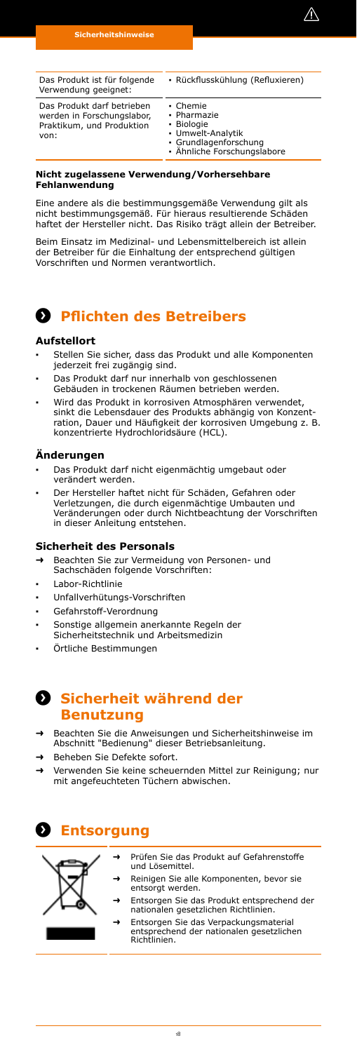| Das Produkt ist für folgende Verwendung geeignet: | • Rückflusskühlung (Refluxieren) |
|---|---|
| Das Produkt darf betrieben werden in Forschungslabor, Praktikum, und Produktion von: | • Chemie<br>• Pharmazie<br>• Biologie<br>• Umwelt-Analytik<br>• Grundlagenforschung<br>• Ähnliche Forschungslabore |

**Nicht zugelassene Verwendung/Vorhersehbare Fehlanwendung**

Eine andere als die bestimmungsgemäße Verwendung gilt als nicht bestimmungsgemäß. Für hieraus resultierende Schäden haftet der Hersteller nicht. Das Risiko trägt allein der Betreiber.

Beim Einsatz im Medizinal- und Lebensmittelbereich ist allein der Betreiber für die Einhaltung der entsprechend gültigen Vorschriften und Normen verantwortlich.

## Pflichten des Betreibers

### Aufstellort

- Stellen Sie sicher, dass das Produkt und alle Komponenten jederzeit frei zugängig sind.
- Das Produkt darf nur innerhalb von geschlossenen Gebäuden in trockenen Räumen betrieben werden.
- Wird das Produkt in korrosiven Atmosphären verwendet, sinkt die Lebensdauer des Produkts abhängig von Konzentration, Dauer und Häufigkeit der korrosiven Umgebung z. B. konzentrierte Hydrochloridsäure (HCL).

### Änderungen

- Das Produkt darf nicht eigenmächtig umgebaut oder verändert werden.
- Der Hersteller haftet nicht für Schäden, Gefahren oder Verletzungen, die durch eigenmächtige Umbauten und Veränderungen oder durch Nichtbeachtung der Vorschriften in dieser Anleitung entstehen.

### Sicherheit des Personals

→ Beachten Sie zur Vermeidung von Personen- und Sachschäden folgende Vorschriften:

- Labor-Richtlinie
- Unfallverhütungs-Vorschriften
- Gefahrstoff-Verordnung
- Sonstige allgemein anerkannte Regeln der Sicherheitstechnik und Arbeitsmedizin
- Örtliche Bestimmungen

## Sicherheit während der Benutzung

→ Beachten Sie die Anweisungen und Sicherheitshinweise im Abschnitt "Bedienung" dieser Betriebsanleitung.

→ Beheben Sie Defekte sofort.

→ Verwenden Sie keine scheuernden Mittel zur Reinigung; nur mit angefeuchteten Tüchern abwischen.

## Entsorgung

→ Prüfen Sie das Produkt auf Gefahrenstoffe und Lösemittel.

→ Reinigen Sie alle Komponenten, bevor sie entsorgt werden.

→ Entsorgen Sie das Produkt entsprechend der nationalen gesetzlichen Richtlinien.

→ Entsorgen Sie das Verpackungsmaterial entsprechend der nationalen gesetzlichen Richtlinien.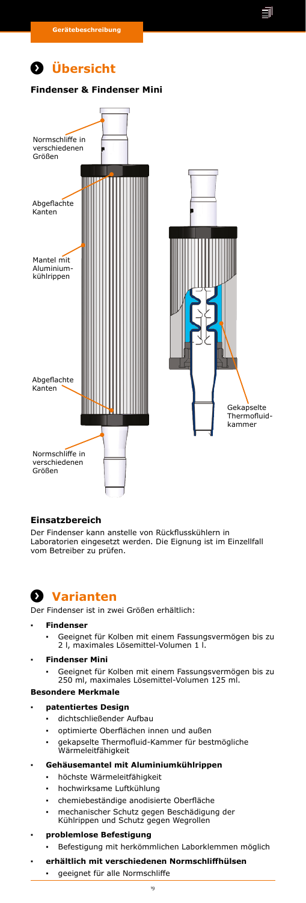## Übersicht

### Findenser & Findenser Mini

Normschliffe in verschiedenen Größen

Abgeflachte Kanten

Mantel mit Aluminiumkühlrippen

Abgeflachte Kanten

Normschliffe in verschiedenen Größen

Gekapselte Thermofluidkammer

### Einsatzbereich

Der Findenser kann anstelle von Rückflusskühlern in Laboratorien eingesetzt werden. Die Eignung ist im Einzellfall vom Betreiber zu prüfen.

## Varianten

Der Findenser ist in zwei Größen erhältlich:

- **Findenser**
  - Geeignet für Kolben mit einem Fassungsvermögen bis zu 2 l, maximales Lösemittel-Volumen 1 l.
- **Findenser Mini**
  - Geeignet für Kolben mit einem Fassungsvermögen bis zu 250 ml, maximales Lösemittel-Volumen 125 ml.

**Besondere Merkmale**

- **patentiertes Design**
  - dichtschließender Aufbau
  - optimierte Oberflächen innen und außen
  - gekapselte Thermofluid-Kammer für bestmögliche Wärmeleitfähigkeit
- **Gehäusemantel mit Aluminiumkühlrippen**
  - höchste Wärmeleitfähigkeit
  - hochwirksame Luftkühlung
  - chemiebeständige anodisierte Oberfläche
  - mechanischer Schutz gegen Beschädigung der Kühlrippen und Schutz gegen Wegrollen
- **problemlose Befestigung**
  - Befestigung mit herkömmlichen Laborklemmen möglich
- **erhältlich mit verschiedenen Normschliffhülsen**
  - geeignet für alle Normschliffe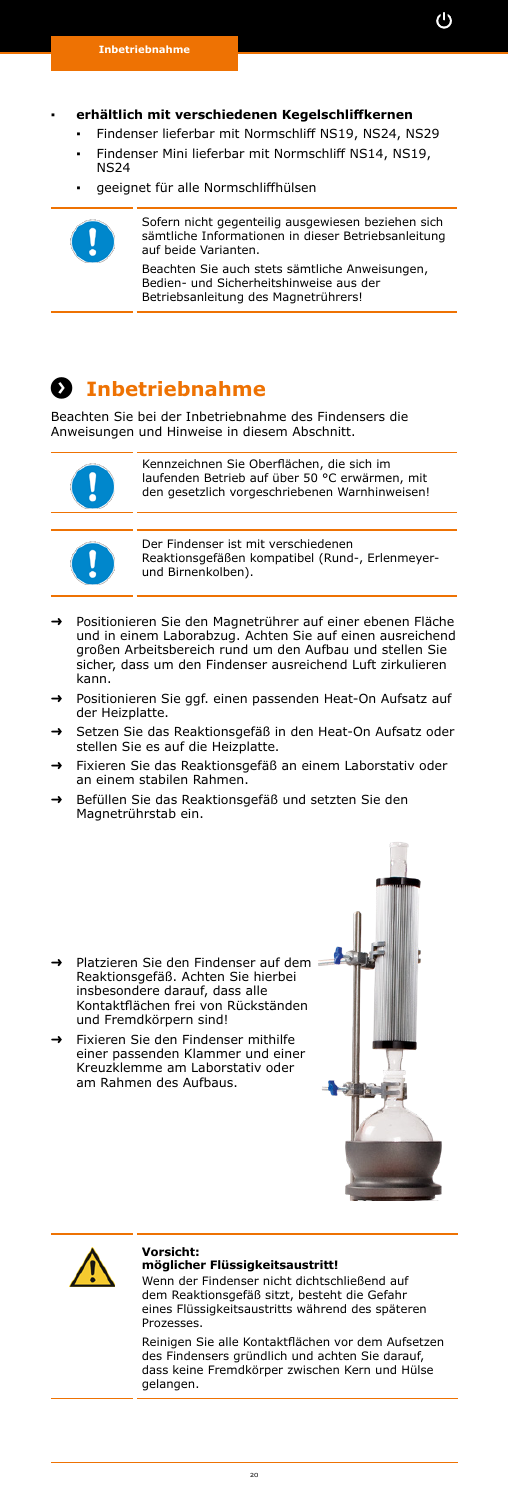- **erhältlich mit verschiedenen Kegelschliffkernen**
  - Findenser lieferbar mit Normschliff NS19, NS24, NS29
  - Findenser Mini lieferbar mit Normschliff NS14, NS19, NS24
  - geeignet für alle Normschliffhülsen

Sofern nicht gegenteilig ausgewiesen beziehen sich sämtliche Informationen in dieser Betriebsanleitung auf beide Varianten.

Beachten Sie auch stets sämtliche Anweisungen, Bedien- und Sicherheitshinweise aus der Betriebsanleitung des Magnetrührers!

# Inbetriebnahme

Beachten Sie bei der Inbetriebnahme des Findensers die Anweisungen und Hinweise in diesem Abschnitt.

Kennzeichnen Sie Oberflächen, die sich im laufenden Betrieb auf über 50 °C erwärmen, mit den gesetzlich vorgeschriebenen Warnhinweisen!

Der Findenser ist mit verschiedenen Reaktionsgefäßen kompatibel (Rund-, Erlenmeyer- und Birnenkolben).

- → Positionieren Sie den Magnetrührer auf einer ebenen Fläche und in einem Laborabzug. Achten Sie auf einen ausreichend großen Arbeitsbereich rund um den Aufbau und stellen Sie sicher, dass um den Findenser ausreichend Luft zirkulieren kann.
- → Positionieren Sie ggf. einen passenden Heat-On Aufsatz auf der Heizplatte.
- → Setzen Sie das Reaktionsgefäß in den Heat-On Aufsatz oder stellen Sie es auf die Heizplatte.
- → Fixieren Sie das Reaktionsgefäß an einem Laborstativ oder an einem stabilen Rahmen.
- → Befüllen Sie das Reaktionsgefäß und setzten Sie den Magnetrührstab ein.
- → Platzieren Sie den Findenser auf dem Reaktionsgefäß. Achten Sie hierbei insbesondere darauf, dass alle Kontaktflächen frei von Rückständen und Fremdkörpern sind!
- → Fixieren Sie den Findenser mithilfe einer passenden Klammer und einer Kreuzklemme am Laborstativ oder am Rahmen des Aufbaus.

**Vorsicht:**
**möglicher Flüssigkeitsaustritt!**

Wenn der Findenser nicht dichtschließend auf dem Reaktionsgefäß sitzt, besteht die Gefahr eines Flüssigkeitsaustritts während des späteren Prozesses.

Reinigen Sie alle Kontaktflächen vor dem Aufsetzen des Findensers gründlich und achten Sie darauf, dass keine Fremdkörper zwischen Kern und Hülse gelangen.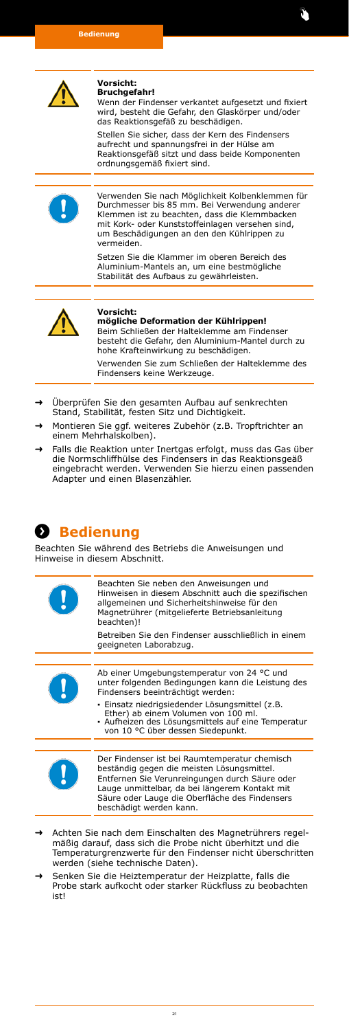**Vorsicht:**
**Bruchgefahr!**
Wenn der Findenser verkantet aufgesetzt und fixiert wird, besteht die Gefahr, den Glaskörper und/oder das Reaktionsgefäß zu beschädigen.

Stellen Sie sicher, dass der Kern des Findensers aufrecht und spannungsfrei in der Hülse am Reaktionsgefäß sitzt und dass beide Komponenten ordnungsgemäß fixiert sind.

Verwenden Sie nach Möglichkeit Kolbenklemmen für Durchmesser bis 85 mm. Bei Verwendung anderer Klemmen ist zu beachten, dass die Klemmbacken mit Kork- oder Kunststoffeinlagen versehen sind, um Beschädigungen an den den Kühlrippen zu vermeiden.

Setzen Sie die Klammer im oberen Bereich des Aluminium-Mantels an, um eine bestmögliche Stabilität des Aufbaus zu gewährleisten.

**Vorsicht:**
**mögliche Deformation der Kühlrippen!**
Beim Schließen der Halteklemme am Findenser besteht die Gefahr, den Aluminium-Mantel durch zu hohe Krafteinwirkung zu beschädigen.

Verwenden Sie zum Schließen der Halteklemme des Findensers keine Werkzeuge.

- → Überprüfen Sie den gesamten Aufbau auf senkrechten Stand, Stabilität, festen Sitz und Dichtigkeit.
- → Montieren Sie ggf. weiteres Zubehör (z.B. Tropftrichter an einem Mehrhalskolben).
- → Falls die Reaktion unter Inertgas erfolgt, muss das Gas über die Normschliffhülse des Findensers in das Reaktionsgeäß eingebracht werden. Verwenden Sie hierzu einen passenden Adapter und einen Blasenzähler.

# Bedienung

Beachten Sie während des Betriebs die Anweisungen und Hinweise in diesem Abschnitt.

Beachten Sie neben den Anweisungen und Hinweisen in diesem Abschnitt auch die spezifischen allgemeinen und Sicherheitshinweise für den Magnetrührer (mitgelieferte Betriebsanleitung beachten)!

Betreiben Sie den Findenser ausschließlich in einem geeigneten Laborabzug.

Ab einer Umgebungstemperatur von 24 °C und unter folgenden Bedingungen kann die Leistung des Findensers beeinträchtigt werden:

- Einsatz niedrigsiedender Lösungsmittel (z.B. Ether) ab einem Volumen von 100 ml.
- Aufheizen des Lösungsmittels auf eine Temperatur von 10 °C über dessen Siedepunkt.

Der Findenser ist bei Raumtemperatur chemisch beständig gegen die meisten Lösungsmittel. Entfernen Sie Verunreingungen durch Säure oder Lauge unmittelbar, da bei längerem Kontakt mit Säure oder Lauge die Oberfläche des Findensers beschädigt werden kann.

- → Achten Sie nach dem Einschalten des Magnetrührers regelmäßig darauf, dass sich die Probe nicht überhitzt und die Temperaturgrenzwerte für den Findenser nicht überschritten werden (siehe technische Daten).
- → Senken Sie die Heiztemperatur der Heizplatte, falls die Probe stark aufkocht oder starker Rückfluss zu beobachten ist!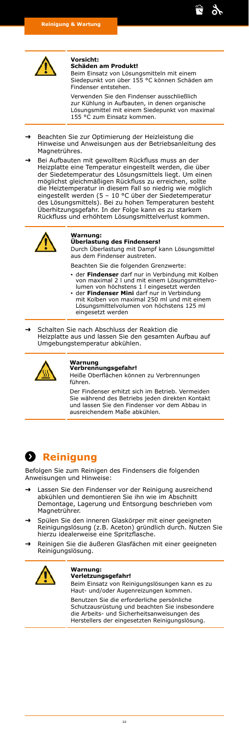**Vorsicht:**
**Schäden am Produkt!**
Beim Einsatz von Lösungsmitteln mit einem Siedepunkt von über 155 °C können Schäden am Findenser entstehen.

Verwenden Sie den Findenser ausschließlich zur Kühlung in Aufbauten, in denen organische Lösungsmittel mit einem Siedepunkt von maximal 155 °C zum Einsatz kommen.

→ Beachten Sie zur Optimierung der Heizleistung die Hinweise und Anweisungen aus der Betriebsanleitung des Magnetrühres.

→ Bei Aufbauten mit gewolltem Rückfluss muss an der Heizplatte eine Temperatur eingestellt werden, die über der Siedetemperatur des Lösungsmittels liegt. Um einen möglichst gleichmäßigen Rückfluss zu erreichen, sollte die Heiztemperatur in diesem Fall so niedrig wie möglich eingestellt werden (5 – 10 °C über der Siedetemperatur des Lösungsmittels). Bei zu hohen Temperaturen besteht Überhitzungsgefahr. In der Folge kann es zu starkem Rückfluss und erhöhtem Lösungsmittelverlust kommen.

**Warnung:**
**Überlastung des Findensers!**
Durch Überlastung mit Dampf kann Lösungsmittel aus dem Findenser austreten.

Beachten Sie die folgenden Grenzwerte:

- der **Findenser** darf nur in Verbindung mit Kolben von maximal 2 l und mit einem Lösungsmittelvolumen von höchstens 1 l eingesetzt werden
- der **Findenser Mini** darf nur in Verbindung mit Kolben von maximal 250 ml und mit einem Lösungsmittelvolumen von höchstens 125 ml eingesetzt werden

→ Schalten Sie nach Abschluss der Reaktion die Heizplatte aus und lassen Sie den gesamten Aufbau auf Umgebungstemperatur abkühlen.

**Warnung**
**Verbrennungsgefahr!**
Heiße Oberflächen können zu Verbrennungen führen.

Der Findenser erhitzt sich im Betrieb. Vermeiden Sie während des Betriebs jeden direkten Kontakt und lassen Sie den Findenser vor dem Abbau in ausreichendem Maße abkühlen.

# Reinigung

Befolgen Sie zum Reinigen des Findensers die folgenden Anweisungen und Hinweise:

→ Lassen Sie den Findenser vor der Reinigung ausreichend abkühlen und demontieren Sie ihn wie im Abschnitt Demontage, Lagerung und Entsorgung beschrieben vom Magnetrührer.

→ Spülen Sie den inneren Glaskörper mit einer geeigneten Reinigungslösung (z.B. Aceton) gründlich durch. Nutzen Sie hierzu idealerweise eine Spritzflasche.

→ Reinigen Sie die äußeren Glasfächen mit einer geeigneten Reinigungslösung.

**Warnung:**
**Verletzungsgefahr!**
Beim Einsatz von Reinigungslösungen kann es zu Haut- und/oder Augenreizungen kommen.

Benutzen Sie die erforderliche persönliche Schutzausrüstung und beachten Sie insbesondere die Arbeits- und Sicherheitsanweisungen des Herstellers der eingesetzten Reinigungslösung.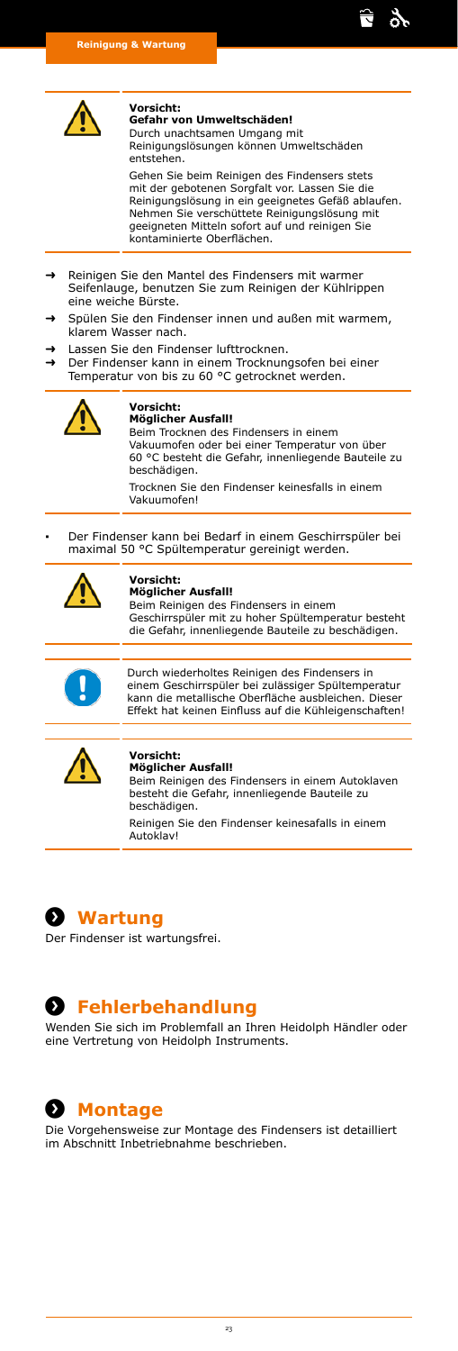**Vorsicht:**
**Gefahr von Umweltschäden!**
Durch unachtsamen Umgang mit Reinigungslösungen können Umweltschäden entstehen.

Gehen Sie beim Reinigen des Findensers stets mit der gebotenen Sorgfalt vor. Lassen Sie die Reinigungslösung in ein geeignetes Gefäß ablaufen. Nehmen Sie verschüttete Reinigungslösung mit geeigneten Mitteln sofort auf und reinigen Sie kontaminierte Oberflächen.

→ Reinigen Sie den Mantel des Findensers mit warmer Seifenlauge, benutzen Sie zum Reinigen der Kühlrippen eine weiche Bürste.
→ Spülen Sie den Findenser innen und außen mit warmem, klarem Wasser nach.
→ Lassen Sie den Findenser lufttrocknen.
→ Der Findenser kann in einem Trocknungsofen bei einer Temperatur von bis zu 60 °C getrocknet werden.

**Vorsicht:**
**Möglicher Ausfall!**
Beim Trocknen des Findensers in einem Vakuumofen oder bei einer Temperatur von über 60 °C besteht die Gefahr, innenliegende Bauteile zu beschädigen.

Trocknen Sie den Findenser keinesfalls in einem Vakuumofen!

- Der Findenser kann bei Bedarf in einem Geschirrspüler bei maximal 50 °C Spültemperatur gereinigt werden.

**Vorsicht:**
**Möglicher Ausfall!**
Beim Reinigen des Findensers in einem Geschirrspüler mit zu hoher Spültemperatur besteht die Gefahr, innenliegende Bauteile zu beschädigen.

Durch wiederholtes Reinigen des Findensers in einem Geschirrspüler bei zulässiger Spültemperatur kann die metallische Oberfläche ausbleichen. Dieser Effekt hat keinen Einfluss auf die Kühleigenschaften!

**Vorsicht:**
**Möglicher Ausfall!**
Beim Reinigen des Findensers in einem Autoklaven besteht die Gefahr, innenliegende Bauteile zu beschädigen.

Reinigen Sie den Findenser keinesafalls in einem Autoklav!

## Wartung

Der Findenser ist wartungsfrei.

## Fehlerbehandlung

Wenden Sie sich im Problemfall an Ihren Heidolph Händler oder eine Vertretung von Heidolph Instruments.

## Montage

Die Vorgehensweise zur Montage des Findensers ist detailliert im Abschnitt Inbetriebnahme beschrieben.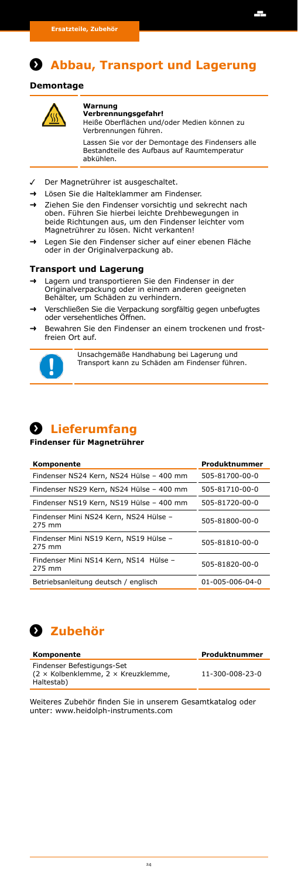# Abbau, Transport und Lagerung

### Demontage

**Warnung**
**Verbrennungsgefahr!**
Heiße Oberflächen und/oder Medien können zu Verbrennungen führen.

Lassen Sie vor der Demontage des Findensers alle Bestandteile des Aufbaus auf Raumtemperatur abkühlen.

- ✓ Der Magnetrührer ist ausgeschaltet.
- → Lösen Sie die Halteklammer am Findenser.
- → Ziehen Sie den Findenser vorsichtig und sekrecht nach oben. Führen Sie hierbei leichte Drehbewegungen in beide Richtungen aus, um den Findenser leichter vom Magnetrührer zu lösen. Nicht verkanten!
- → Legen Sie den Findenser sicher auf einer ebenen Fläche oder in der Originalverpackung ab.

### Transport und Lagerung

- → Lagern und transportieren Sie den Findenser in der Originalverpackung oder in einem anderen geeigneten Behälter, um Schäden zu verhindern.
- → Verschließen Sie die Verpackung sorgfältig gegen unbefugtes oder versehentliches Öffnen.
- → Bewahren Sie den Findenser an einem trockenen und frostfreien Ort auf.

Unsachgemäße Handhabung bei Lagerung und Transport kann zu Schäden am Findenser führen.

# Lieferumfang

### Findenser für Magnetrührer

| Komponente | Produktnummer |
|---|---|
| Findenser NS24 Kern, NS24 Hülse – 400 mm | 505-81700-00-0 |
| Findenser NS29 Kern, NS24 Hülse – 400 mm | 505-81710-00-0 |
| Findenser NS19 Kern, NS19 Hülse – 400 mm | 505-81720-00-0 |
| Findenser Mini NS24 Kern, NS24 Hülse – 275 mm | 505-81800-00-0 |
| Findenser Mini NS19 Kern, NS19 Hülse – 275 mm | 505-81810-00-0 |
| Findenser Mini NS14 Kern, NS14 Hülse – 275 mm | 505-81820-00-0 |
| Betriebsanleitung deutsch / englisch | 01-005-006-04-0 |

# Zubehör

| Komponente | Produktnummer |
|---|---|
| Findenser Befestigungs-Set (2 × Kolbenklemme, 2 × Kreuzklemme, Haltestab) | 11-300-008-23-0 |

Weiteres Zubehör finden Sie in unserem Gesamtkatalog oder unter: www.heidolph-instruments.com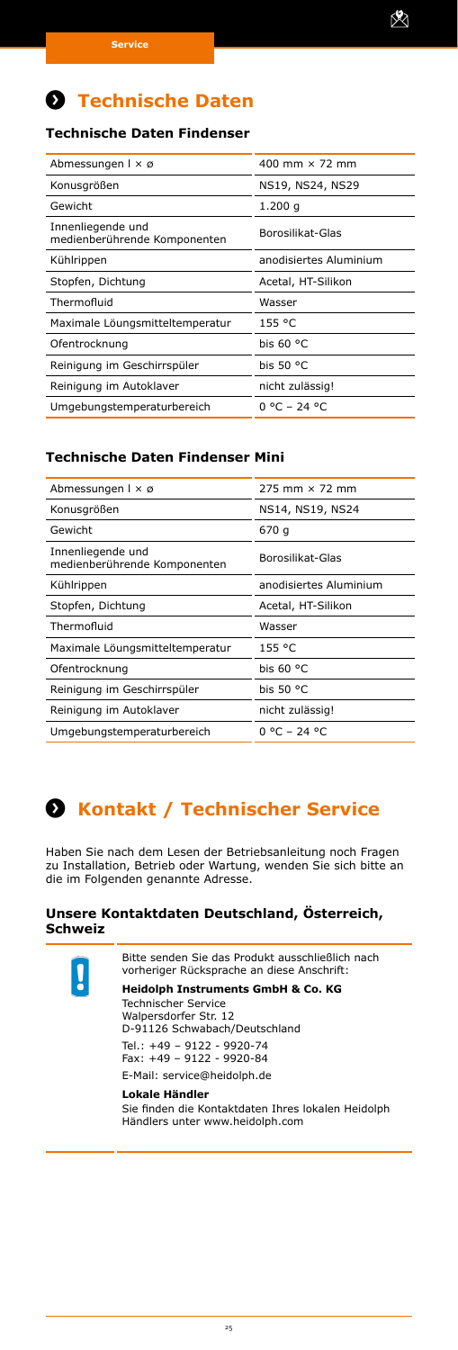# Technische Daten

### Technische Daten Findenser

| | |
|---|---|
| Abmessungen l × ø | 400 mm × 72 mm |
| Konusgrößen | NS19, NS24, NS29 |
| Gewicht | 1.200 g |
| Innenliegende und medienberührende Komponenten | Borosilikat-Glas |
| Kühlrippen | anodisiertes Aluminium |
| Stopfen, Dichtung | Acetal, HT-Silikon |
| Thermofluid | Wasser |
| Maximale Löungsmitteltemperatur | 155 °C |
| Ofentrocknung | bis 60 °C |
| Reinigung im Geschirrspüler | bis 50 °C |
| Reinigung im Autoklaver | nicht zulässig! |
| Umgebungstemperaturbereich | 0 °C – 24 °C |

### Technische Daten Findenser Mini

| | |
|---|---|
| Abmessungen l × ø | 275 mm × 72 mm |
| Konusgrößen | NS14, NS19, NS24 |
| Gewicht | 670 g |
| Innenliegende und medienberührende Komponenten | Borosilikat-Glas |
| Kühlrippen | anodisiertes Aluminium |
| Stopfen, Dichtung | Acetal, HT-Silikon |
| Thermofluid | Wasser |
| Maximale Löungsmitteltemperatur | 155 °C |
| Ofentrocknung | bis 60 °C |
| Reinigung im Geschirrspüler | bis 50 °C |
| Reinigung im Autoklaver | nicht zulässig! |
| Umgebungstemperaturbereich | 0 °C – 24 °C |

# Kontakt / Technischer Service

Haben Sie nach dem Lesen der Betriebsanleitung noch Fragen zu Installation, Betrieb oder Wartung, wenden Sie sich bitte an die im Folgenden genannte Adresse.

### Unsere Kontaktdaten Deutschland, Österreich, Schweiz

Bitte senden Sie das Produkt ausschließlich nach vorheriger Rücksprache an diese Anschrift:

**Heidolph Instruments GmbH & Co. KG**
Technischer Service
Walpersdorfer Str. 12
D-91126 Schwabach/Deutschland

Tel.: +49 – 9122 - 9920-74
Fax: +49 – 9122 - 9920-84

E-Mail: service@heidolph.de

**Lokale Händler**
Sie finden die Kontaktdaten Ihres lokalen Heidolph Händlers unter www.heidolph.com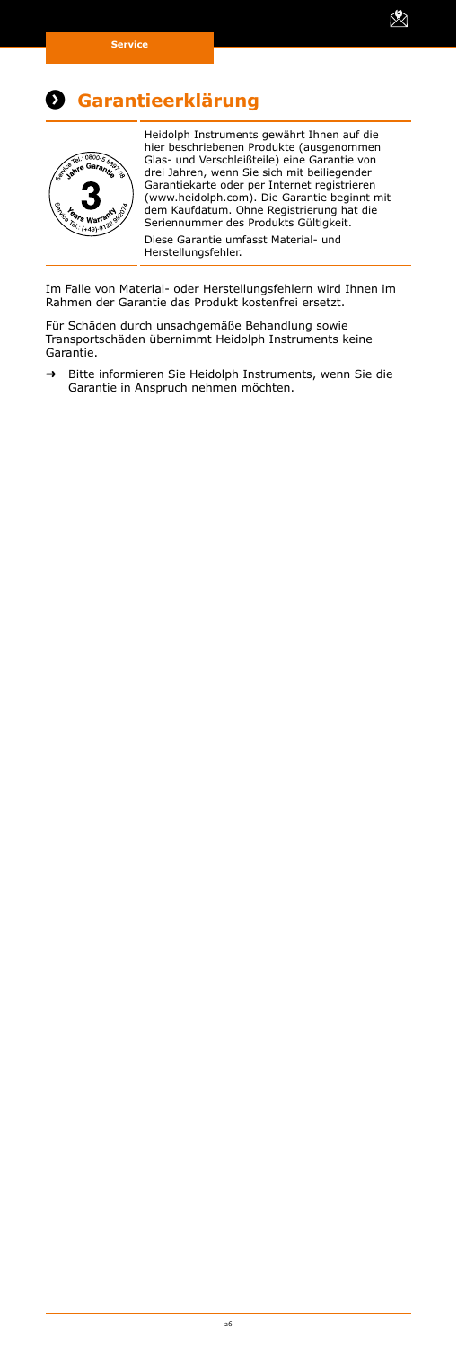# Garantieerklärung

Heidolph Instruments gewährt Ihnen auf die hier beschriebenen Produkte (ausgenommen Glas- und Verschleißteile) eine Garantie von drei Jahren, wenn Sie sich mit beiliegender Garantiekarte oder per Internet registrieren (www.heidolph.com). Die Garantie beginnt mit dem Kaufdatum. Ohne Registrierung hat die Seriennummer des Produkts Gültigkeit.

Diese Garantie umfasst Material- und Herstellungsfehler.

Im Falle von Material- oder Herstellungsfehlern wird Ihnen im Rahmen der Garantie das Produkt kostenfrei ersetzt.

Für Schäden durch unsachgemäße Behandlung sowie Transportschäden übernimmt Heidolph Instruments keine Garantie.

→ Bitte informieren Sie Heidolph Instruments, wenn Sie die Garantie in Anspruch nehmen möchten.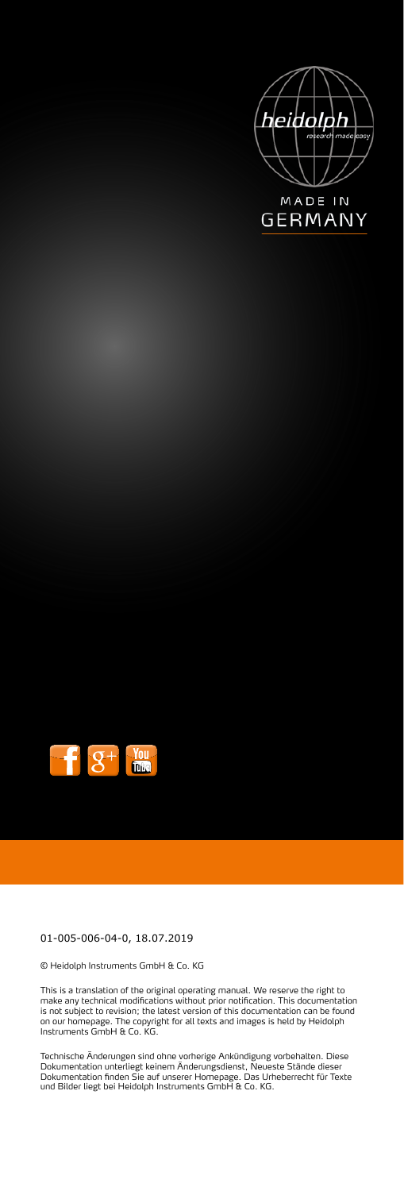heidolph

research made easy

MADE IN GERMANY

01-005-006-04-0, 18.07.2019

© Heidolph Instruments GmbH & Co. KG

This is a translation of the original operating manual. We reserve the right to make any technical modifications without prior notification. This documentation is not subject to revision; the latest version of this documentation can be found on our homepage. The copyright for all texts and images is held by Heidolph Instruments GmbH & Co. KG.

Technische Änderungen sind ohne vorherige Ankündigung vorbehalten. Diese Dokumentation unterliegt keinem Änderungsdienst, Neueste Stände dieser Dokumentation finden Sie auf unserer Homepage. Das Urheberrecht für Texte und Bilder liegt bei Heidolph Instruments GmbH & Co. KG.